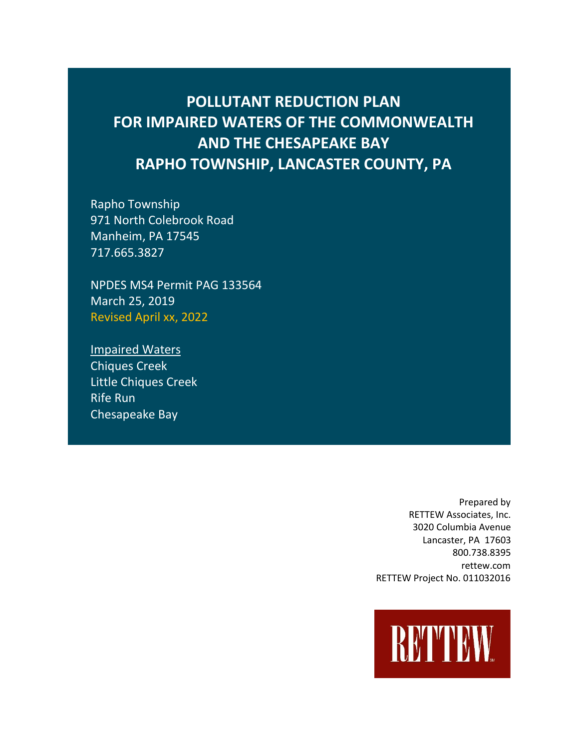# POLLUTANT REDUCTION PLAN FOR IMPAIRED WATERS OF THE COMMONWEALTH AND THE CHESAPEAKE BAY RAPHO TOWNSHIP, LANCASTER COUNTY, PA

Rapho Township
971 North Colebrook Road
Manheim, PA 17545
717.665.3827

NPDES MS4 Permit PAG 133564
March 25, 2019
Revised April xx, 2022

Impaired Waters
Chiques Creek
Little Chiques Creek
Rife Run
Chesapeake Bay

Prepared by
RETTEW Associates, Inc.
3020 Columbia Avenue
Lancaster, PA 17603
800.738.8395
rettew.com
RETTEW Project No. 011032016

RETTEW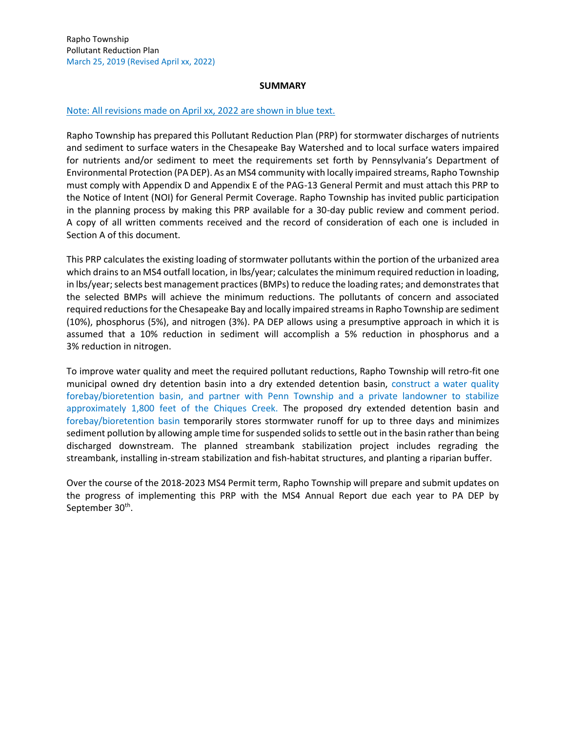Rapho Township
Pollutant Reduction Plan
March 25, 2019 (Revised April xx, 2022)

## SUMMARY

Note: All revisions made on April xx, 2022 are shown in blue text.

Rapho Township has prepared this Pollutant Reduction Plan (PRP) for stormwater discharges of nutrients and sediment to surface waters in the Chesapeake Bay Watershed and to local surface waters impaired for nutrients and/or sediment to meet the requirements set forth by Pennsylvania's Department of Environmental Protection (PA DEP). As an MS4 community with locally impaired streams, Rapho Township must comply with Appendix D and Appendix E of the PAG-13 General Permit and must attach this PRP to the Notice of Intent (NOI) for General Permit Coverage. Rapho Township has invited public participation in the planning process by making this PRP available for a 30-day public review and comment period. A copy of all written comments received and the record of consideration of each one is included in Section A of this document.

This PRP calculates the existing loading of stormwater pollutants within the portion of the urbanized area which drains to an MS4 outfall location, in lbs/year; calculates the minimum required reduction in loading, in lbs/year; selects best management practices (BMPs) to reduce the loading rates; and demonstrates that the selected BMPs will achieve the minimum reductions. The pollutants of concern and associated required reductions for the Chesapeake Bay and locally impaired streams in Rapho Township are sediment (10%), phosphorus (5%), and nitrogen (3%). PA DEP allows using a presumptive approach in which it is assumed that a 10% reduction in sediment will accomplish a 5% reduction in phosphorus and a 3% reduction in nitrogen.

To improve water quality and meet the required pollutant reductions, Rapho Township will retro-fit one municipal owned dry detention basin into a dry extended detention basin, construct a water quality forebay/bioretention basin, and partner with Penn Township and a private landowner to stabilize approximately 1,800 feet of the Chiques Creek. The proposed dry extended detention basin and forebay/bioretention basin temporarily stores stormwater runoff for up to three days and minimizes sediment pollution by allowing ample time for suspended solids to settle out in the basin rather than being discharged downstream. The planned streambank stabilization project includes regrading the streambank, installing in-stream stabilization and fish-habitat structures, and planting a riparian buffer.

Over the course of the 2018-2023 MS4 Permit term, Rapho Township will prepare and submit updates on the progress of implementing this PRP with the MS4 Annual Report due each year to PA DEP by September 30th.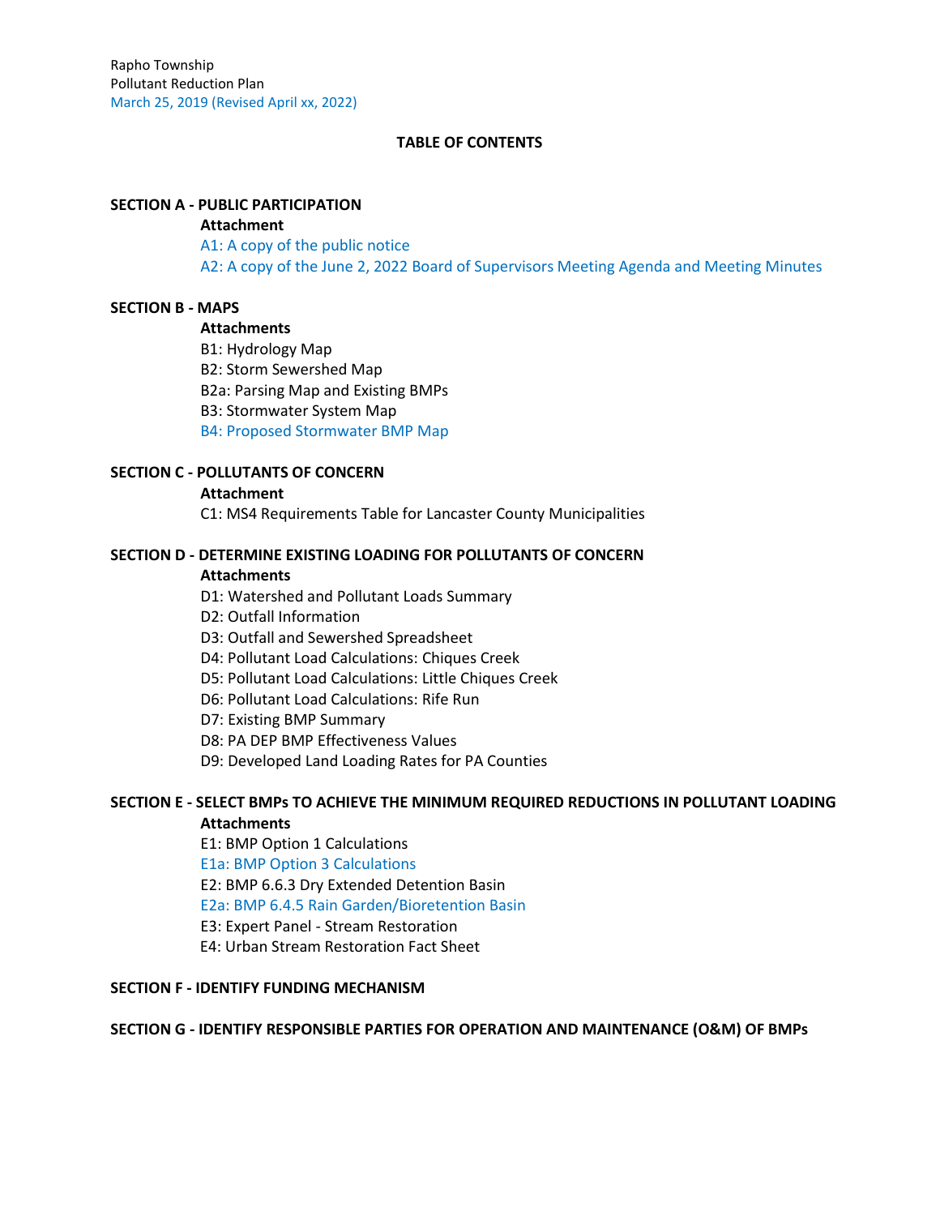Rapho Township
Pollutant Reduction Plan
March 25, 2019 (Revised April xx, 2022)

**TABLE OF CONTENTS**

**SECTION A - PUBLIC PARTICIPATION**

**Attachment**

A1: A copy of the public notice
A2: A copy of the June 2, 2022 Board of Supervisors Meeting Agenda and Meeting Minutes

**SECTION B - MAPS**

**Attachments**

B1: Hydrology Map
B2: Storm Sewershed Map
B2a: Parsing Map and Existing BMPs
B3: Stormwater System Map
B4: Proposed Stormwater BMP Map

**SECTION C - POLLUTANTS OF CONCERN**

**Attachment**

C1: MS4 Requirements Table for Lancaster County Municipalities

**SECTION D - DETERMINE EXISTING LOADING FOR POLLUTANTS OF CONCERN**

**Attachments**

D1: Watershed and Pollutant Loads Summary
D2: Outfall Information
D3: Outfall and Sewershed Spreadsheet
D4: Pollutant Load Calculations: Chiques Creek
D5: Pollutant Load Calculations: Little Chiques Creek
D6: Pollutant Load Calculations: Rife Run
D7: Existing BMP Summary
D8: PA DEP BMP Effectiveness Values
D9: Developed Land Loading Rates for PA Counties

**SECTION E - SELECT BMPs TO ACHIEVE THE MINIMUM REQUIRED REDUCTIONS IN POLLUTANT LOADING**

**Attachments**

E1: BMP Option 1 Calculations
E1a: BMP Option 3 Calculations
E2: BMP 6.6.3 Dry Extended Detention Basin
E2a: BMP 6.4.5 Rain Garden/Bioretention Basin
E3: Expert Panel - Stream Restoration
E4: Urban Stream Restoration Fact Sheet

**SECTION F - IDENTIFY FUNDING MECHANISM**

**SECTION G - IDENTIFY RESPONSIBLE PARTIES FOR OPERATION AND MAINTENANCE (O&M) OF BMPs**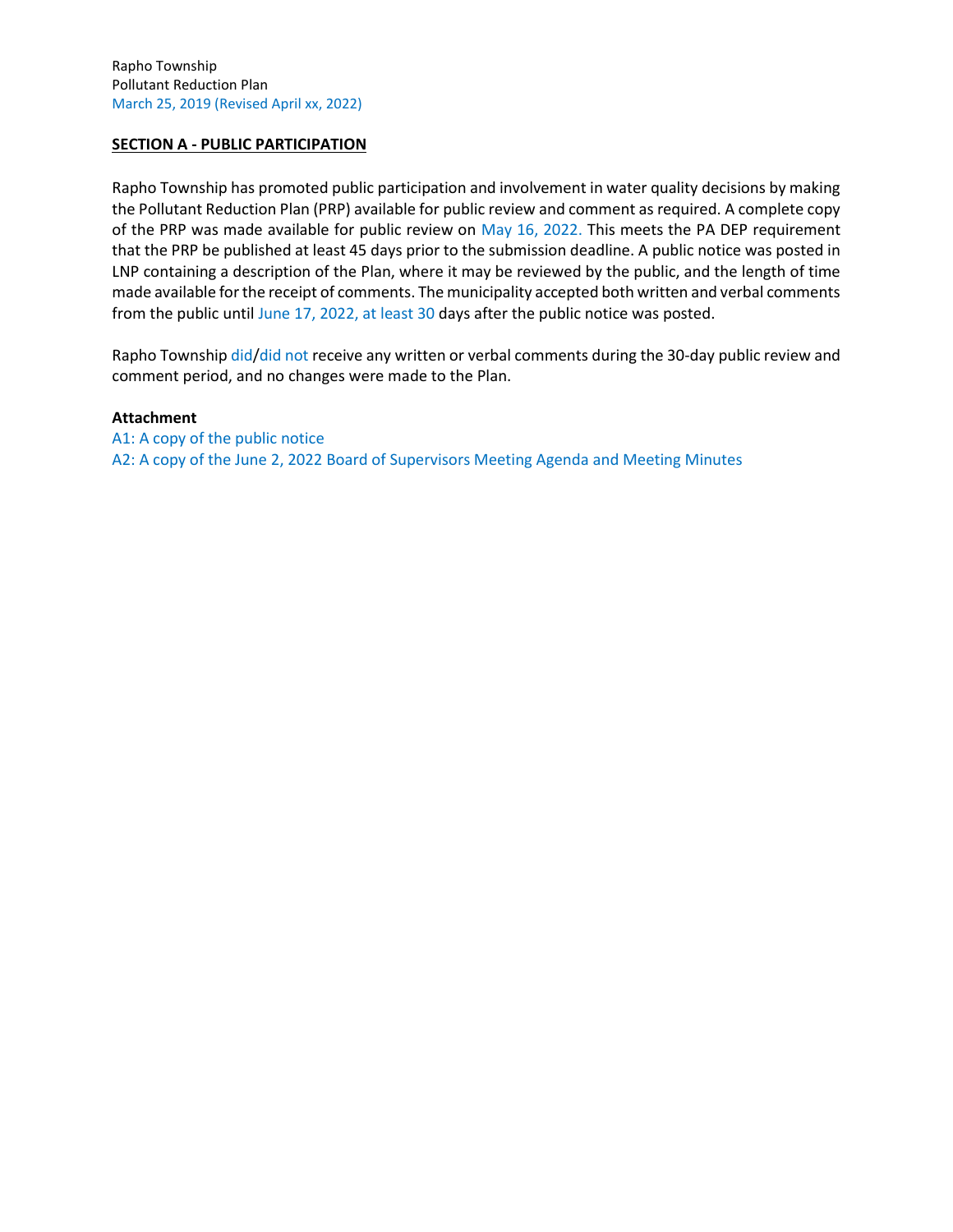Rapho Township
Pollutant Reduction Plan
March 25, 2019 (Revised April xx, 2022)

**SECTION A - PUBLIC PARTICIPATION**

Rapho Township has promoted public participation and involvement in water quality decisions by making the Pollutant Reduction Plan (PRP) available for public review and comment as required. A complete copy of the PRP was made available for public review on May 16, 2022. This meets the PA DEP requirement that the PRP be published at least 45 days prior to the submission deadline. A public notice was posted in LNP containing a description of the Plan, where it may be reviewed by the public, and the length of time made available for the receipt of comments. The municipality accepted both written and verbal comments from the public until June 17, 2022, at least 30 days after the public notice was posted.

Rapho Township did/did not receive any written or verbal comments during the 30-day public review and comment period, and no changes were made to the Plan.

**Attachment**

A1: A copy of the public notice
A2: A copy of the June 2, 2022 Board of Supervisors Meeting Agenda and Meeting Minutes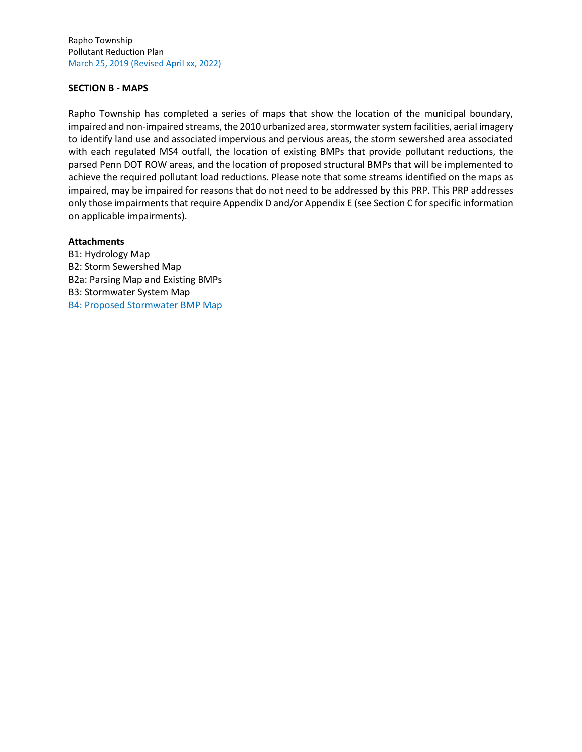## SECTION B - MAPS

Rapho Township has completed a series of maps that show the location of the municipal boundary, impaired and non-impaired streams, the 2010 urbanized area, stormwater system facilities, aerial imagery to identify land use and associated impervious and pervious areas, the storm sewershed area associated with each regulated MS4 outfall, the location of existing BMPs that provide pollutant reductions, the parsed Penn DOT ROW areas, and the location of proposed structural BMPs that will be implemented to achieve the required pollutant load reductions. Please note that some streams identified on the maps as impaired, may be impaired for reasons that do not need to be addressed by this PRP. This PRP addresses only those impairments that require Appendix D and/or Appendix E (see Section C for specific information on applicable impairments).

**Attachments**

B1: Hydrology Map
B2: Storm Sewershed Map
B2a: Parsing Map and Existing BMPs
B3: Stormwater System Map
B4: Proposed Stormwater BMP Map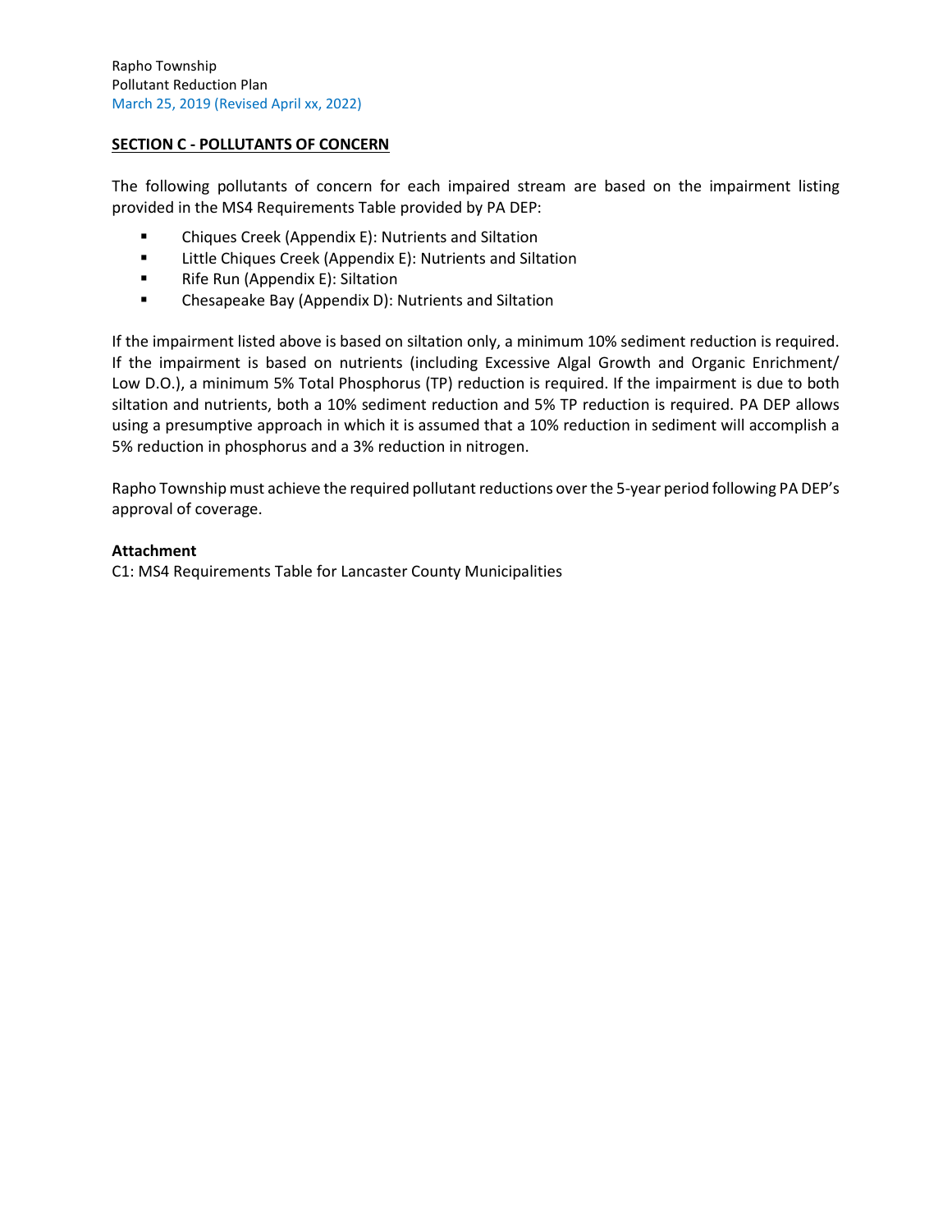## SECTION C - POLLUTANTS OF CONCERN

The following pollutants of concern for each impaired stream are based on the impairment listing provided in the MS4 Requirements Table provided by PA DEP:

- Chiques Creek (Appendix E): Nutrients and Siltation
- Little Chiques Creek (Appendix E): Nutrients and Siltation
- Rife Run (Appendix E): Siltation
- Chesapeake Bay (Appendix D): Nutrients and Siltation

If the impairment listed above is based on siltation only, a minimum 10% sediment reduction is required. If the impairment is based on nutrients (including Excessive Algal Growth and Organic Enrichment/ Low D.O.), a minimum 5% Total Phosphorus (TP) reduction is required. If the impairment is due to both siltation and nutrients, both a 10% sediment reduction and 5% TP reduction is required. PA DEP allows using a presumptive approach in which it is assumed that a 10% reduction in sediment will accomplish a 5% reduction in phosphorus and a 3% reduction in nitrogen.

Rapho Township must achieve the required pollutant reductions over the 5-year period following PA DEP's approval of coverage.

**Attachment**

C1: MS4 Requirements Table for Lancaster County Municipalities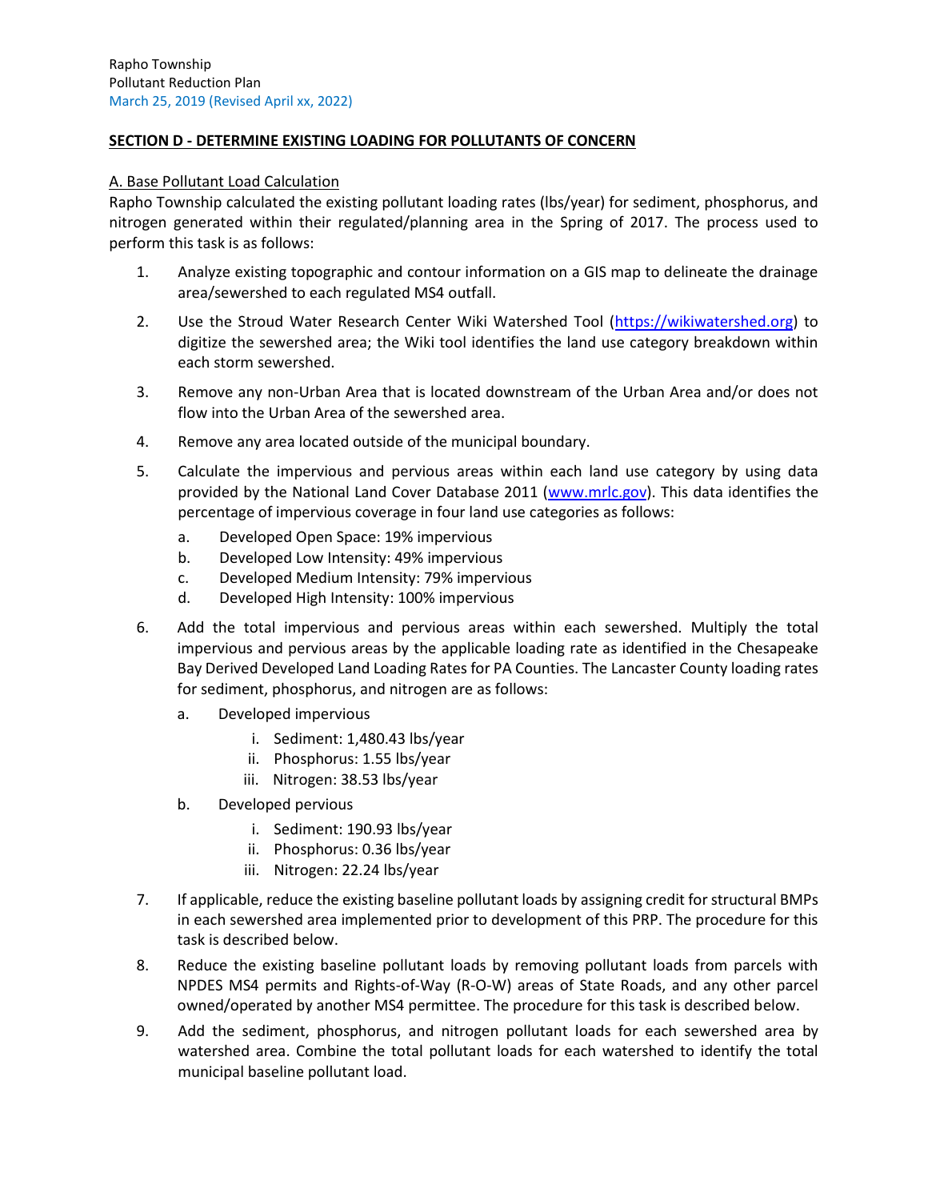## SECTION D - DETERMINE EXISTING LOADING FOR POLLUTANTS OF CONCERN

### A. Base Pollutant Load Calculation

Rapho Township calculated the existing pollutant loading rates (lbs/year) for sediment, phosphorus, and nitrogen generated within their regulated/planning area in the Spring of 2017. The process used to perform this task is as follows:

1. Analyze existing topographic and contour information on a GIS map to delineate the drainage area/sewershed to each regulated MS4 outfall.
2. Use the Stroud Water Research Center Wiki Watershed Tool (https://wikiwatershed.org) to digitize the sewershed area; the Wiki tool identifies the land use category breakdown within each storm sewershed.
3. Remove any non-Urban Area that is located downstream of the Urban Area and/or does not flow into the Urban Area of the sewershed area.
4. Remove any area located outside of the municipal boundary.
5. Calculate the impervious and pervious areas within each land use category by using data provided by the National Land Cover Database 2011 (www.mrlc.gov). This data identifies the percentage of impervious coverage in four land use categories as follows:
   a. Developed Open Space: 19% impervious
   b. Developed Low Intensity: 49% impervious
   c. Developed Medium Intensity: 79% impervious
   d. Developed High Intensity: 100% impervious
6. Add the total impervious and pervious areas within each sewershed. Multiply the total impervious and pervious areas by the applicable loading rate as identified in the Chesapeake Bay Derived Developed Land Loading Rates for PA Counties. The Lancaster County loading rates for sediment, phosphorus, and nitrogen are as follows:
   a. Developed impervious
      i. Sediment: 1,480.43 lbs/year
      ii. Phosphorus: 1.55 lbs/year
      iii. Nitrogen: 38.53 lbs/year
   b. Developed pervious
      i. Sediment: 190.93 lbs/year
      ii. Phosphorus: 0.36 lbs/year
      iii. Nitrogen: 22.24 lbs/year
7. If applicable, reduce the existing baseline pollutant loads by assigning credit for structural BMPs in each sewershed area implemented prior to development of this PRP. The procedure for this task is described below.
8. Reduce the existing baseline pollutant loads by removing pollutant loads from parcels with NPDES MS4 permits and Rights-of-Way (R-O-W) areas of State Roads, and any other parcel owned/operated by another MS4 permittee. The procedure for this task is described below.
9. Add the sediment, phosphorus, and nitrogen pollutant loads for each sewershed area by watershed area. Combine the total pollutant loads for each watershed to identify the total municipal baseline pollutant load.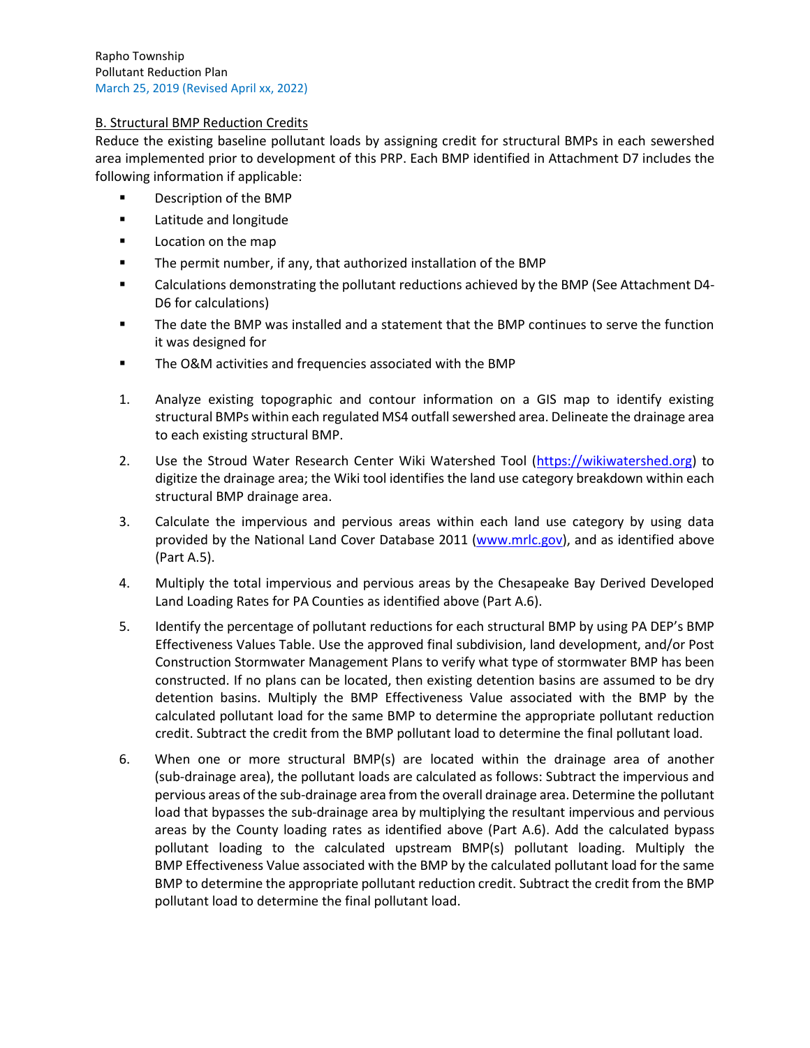B. Structural BMP Reduction Credits

Reduce the existing baseline pollutant loads by assigning credit for structural BMPs in each sewershed area implemented prior to development of this PRP. Each BMP identified in Attachment D7 includes the following information if applicable:

- Description of the BMP
- Latitude and longitude
- Location on the map
- The permit number, if any, that authorized installation of the BMP
- Calculations demonstrating the pollutant reductions achieved by the BMP (See Attachment D4-D6 for calculations)
- The date the BMP was installed and a statement that the BMP continues to serve the function it was designed for
- The O&M activities and frequencies associated with the BMP

1. Analyze existing topographic and contour information on a GIS map to identify existing structural BMPs within each regulated MS4 outfall sewershed area. Delineate the drainage area to each existing structural BMP.
2. Use the Stroud Water Research Center Wiki Watershed Tool (https://wikiwatershed.org) to digitize the drainage area; the Wiki tool identifies the land use category breakdown within each structural BMP drainage area.
3. Calculate the impervious and pervious areas within each land use category by using data provided by the National Land Cover Database 2011 (www.mrlc.gov), and as identified above (Part A.5).
4. Multiply the total impervious and pervious areas by the Chesapeake Bay Derived Developed Land Loading Rates for PA Counties as identified above (Part A.6).
5. Identify the percentage of pollutant reductions for each structural BMP by using PA DEP's BMP Effectiveness Values Table. Use the approved final subdivision, land development, and/or Post Construction Stormwater Management Plans to verify what type of stormwater BMP has been constructed. If no plans can be located, then existing detention basins are assumed to be dry detention basins. Multiply the BMP Effectiveness Value associated with the BMP by the calculated pollutant load for the same BMP to determine the appropriate pollutant reduction credit. Subtract the credit from the BMP pollutant load to determine the final pollutant load.
6. When one or more structural BMP(s) are located within the drainage area of another (sub-drainage area), the pollutant loads are calculated as follows: Subtract the impervious and pervious areas of the sub-drainage area from the overall drainage area. Determine the pollutant load that bypasses the sub-drainage area by multiplying the resultant impervious and pervious areas by the County loading rates as identified above (Part A.6). Add the calculated bypass pollutant loading to the calculated upstream BMP(s) pollutant loading. Multiply the BMP Effectiveness Value associated with the BMP by the calculated pollutant load for the same BMP to determine the appropriate pollutant reduction credit. Subtract the credit from the BMP pollutant load to determine the final pollutant load.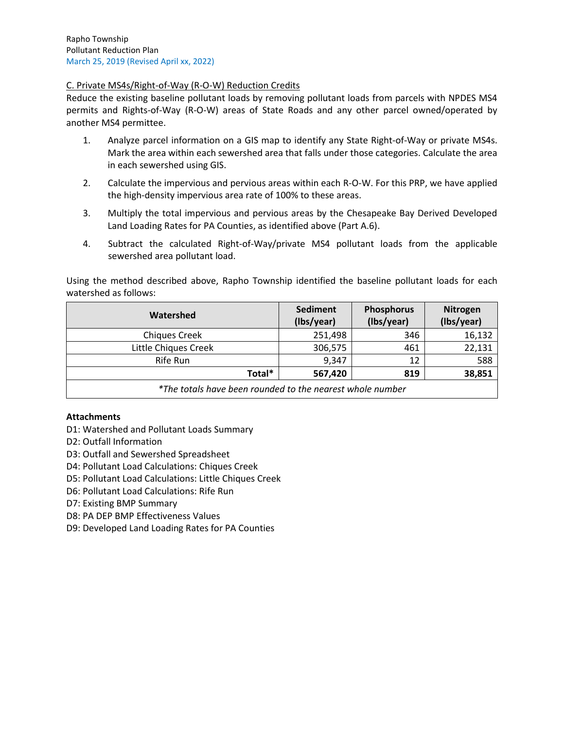C. Private MS4s/Right-of-Way (R-O-W) Reduction Credits

Reduce the existing baseline pollutant loads by removing pollutant loads from parcels with NPDES MS4 permits and Rights-of-Way (R-O-W) areas of State Roads and any other parcel owned/operated by another MS4 permittee.

1. Analyze parcel information on a GIS map to identify any State Right-of-Way or private MS4s. Mark the area within each sewershed area that falls under those categories. Calculate the area in each sewershed using GIS.
2. Calculate the impervious and pervious areas within each R-O-W. For this PRP, we have applied the high-density impervious area rate of 100% to these areas.
3. Multiply the total impervious and pervious areas by the Chesapeake Bay Derived Developed Land Loading Rates for PA Counties, as identified above (Part A.6).
4. Subtract the calculated Right-of-Way/private MS4 pollutant loads from the applicable sewershed area pollutant load.

Using the method described above, Rapho Township identified the baseline pollutant loads for each watershed as follows:

| Watershed | Sediment (lbs/year) | Phosphorus (lbs/year) | Nitrogen (lbs/year) |
|---|---|---|---|
| Chiques Creek | 251,498 | 346 | 16,132 |
| Little Chiques Creek | 306,575 | 461 | 22,131 |
| Rife Run | 9,347 | 12 | 588 |
| **Total*** | **567,420** | **819** | **38,851** |
| *\*The totals have been rounded to the nearest whole number* | | | |

**Attachments**

D1: Watershed and Pollutant Loads Summary
D2: Outfall Information
D3: Outfall and Sewershed Spreadsheet
D4: Pollutant Load Calculations: Chiques Creek
D5: Pollutant Load Calculations: Little Chiques Creek
D6: Pollutant Load Calculations: Rife Run
D7: Existing BMP Summary
D8: PA DEP BMP Effectiveness Values
D9: Developed Land Loading Rates for PA Counties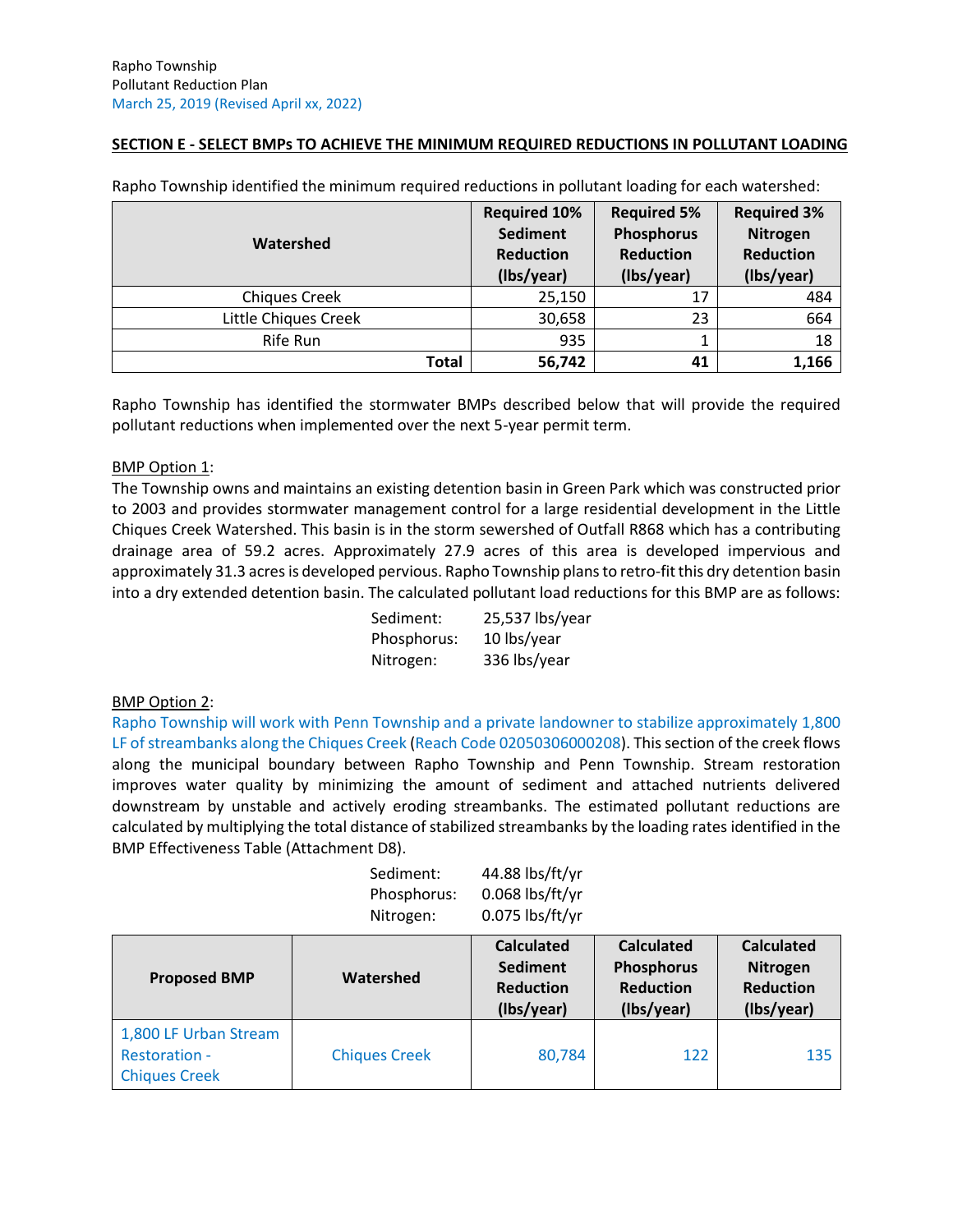Rapho Township
Pollutant Reduction Plan
March 25, 2019 (Revised April xx, 2022)

## SECTION E - SELECT BMPs TO ACHIEVE THE MINIMUM REQUIRED REDUCTIONS IN POLLUTANT LOADING

Rapho Township identified the minimum required reductions in pollutant loading for each watershed:

| Watershed | Required 10% Sediment Reduction (lbs/year) | Required 5% Phosphorus Reduction (lbs/year) | Required 3% Nitrogen Reduction (lbs/year) |
|---|---|---|---|
| Chiques Creek | 25,150 | 17 | 484 |
| Little Chiques Creek | 30,658 | 23 | 664 |
| Rife Run | 935 | 1 | 18 |
| **Total** | **56,742** | **41** | **1,166** |

Rapho Township has identified the stormwater BMPs described below that will provide the required pollutant reductions when implemented over the next 5-year permit term.

BMP Option 1:
The Township owns and maintains an existing detention basin in Green Park which was constructed prior to 2003 and provides stormwater management control for a large residential development in the Little Chiques Creek Watershed. This basin is in the storm sewershed of Outfall R868 which has a contributing drainage area of 59.2 acres. Approximately 27.9 acres of this area is developed impervious and approximately 31.3 acres is developed pervious. Rapho Township plans to retro-fit this dry detention basin into a dry extended detention basin. The calculated pollutant load reductions for this BMP are as follows:

Sediment: 25,537 lbs/year
Phosphorus: 10 lbs/year
Nitrogen: 336 lbs/year

BMP Option 2:
Rapho Township will work with Penn Township and a private landowner to stabilize approximately 1,800 LF of streambanks along the Chiques Creek (Reach Code 02050306000208). This section of the creek flows along the municipal boundary between Rapho Township and Penn Township. Stream restoration improves water quality by minimizing the amount of sediment and attached nutrients delivered downstream by unstable and actively eroding streambanks. The estimated pollutant reductions are calculated by multiplying the total distance of stabilized streambanks by the loading rates identified in the BMP Effectiveness Table (Attachment D8).

Sediment: 44.88 lbs/ft/yr
Phosphorus: 0.068 lbs/ft/yr
Nitrogen: 0.075 lbs/ft/yr

| Proposed BMP | Watershed | Calculated Sediment Reduction (lbs/year) | Calculated Phosphorus Reduction (lbs/year) | Calculated Nitrogen Reduction (lbs/year) |
|---|---|---|---|---|
| 1,800 LF Urban Stream Restoration - Chiques Creek | Chiques Creek | 80,784 | 122 | 135 |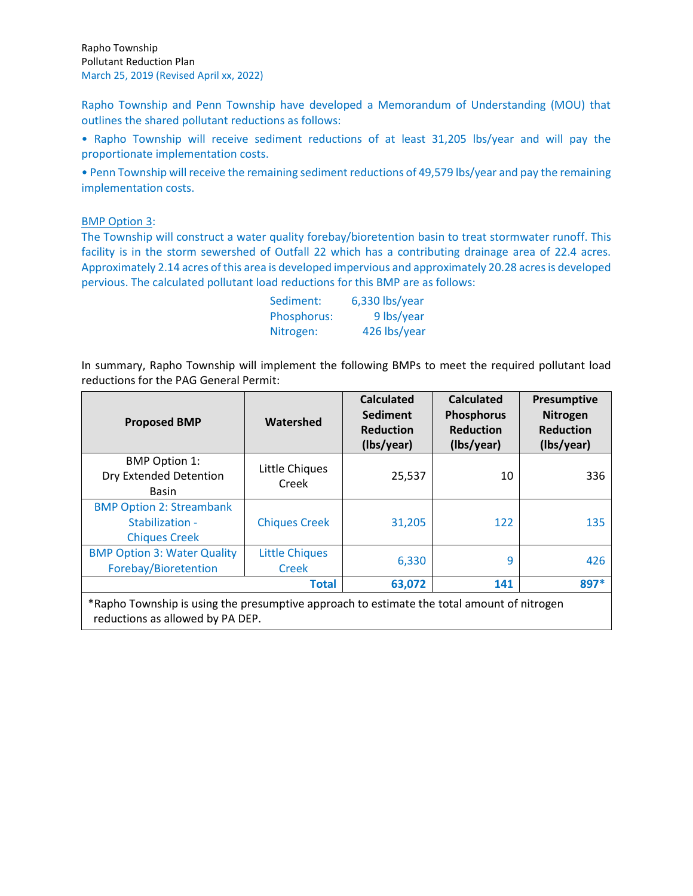Rapho Township and Penn Township have developed a Memorandum of Understanding (MOU) that outlines the shared pollutant reductions as follows:

- Rapho Township will receive sediment reductions of at least 31,205 lbs/year and will pay the proportionate implementation costs.
- Penn Township will receive the remaining sediment reductions of 49,579 lbs/year and pay the remaining implementation costs.

BMP Option 3:

The Township will construct a water quality forebay/bioretention basin to treat stormwater runoff. This facility is in the storm sewershed of Outfall 22 which has a contributing drainage area of 22.4 acres. Approximately 2.14 acres of this area is developed impervious and approximately 20.28 acres is developed pervious. The calculated pollutant load reductions for this BMP are as follows:

| | |
|---|---|
| Sediment: | 6,330 lbs/year |
| Phosphorus: | 9 lbs/year |
| Nitrogen: | 426 lbs/year |

In summary, Rapho Township will implement the following BMPs to meet the required pollutant load reductions for the PAG General Permit:

| Proposed BMP | Watershed | Calculated Sediment Reduction (lbs/year) | Calculated Phosphorus Reduction (lbs/year) | Presumptive Nitrogen Reduction (lbs/year) |
|---|---|---|---|---|
| BMP Option 1: Dry Extended Detention Basin | Little Chiques Creek | 25,537 | 10 | 336 |
| BMP Option 2: Streambank Stabilization - Chiques Creek | Chiques Creek | 31,205 | 122 | 135 |
| BMP Option 3: Water Quality Forebay/Bioretention | Little Chiques Creek | 6,330 | 9 | 426 |
| **Total** | | **63,072** | **141** | **897*** |

*Rapho Township is using the presumptive approach to estimate the total amount of nitrogen reductions as allowed by PA DEP.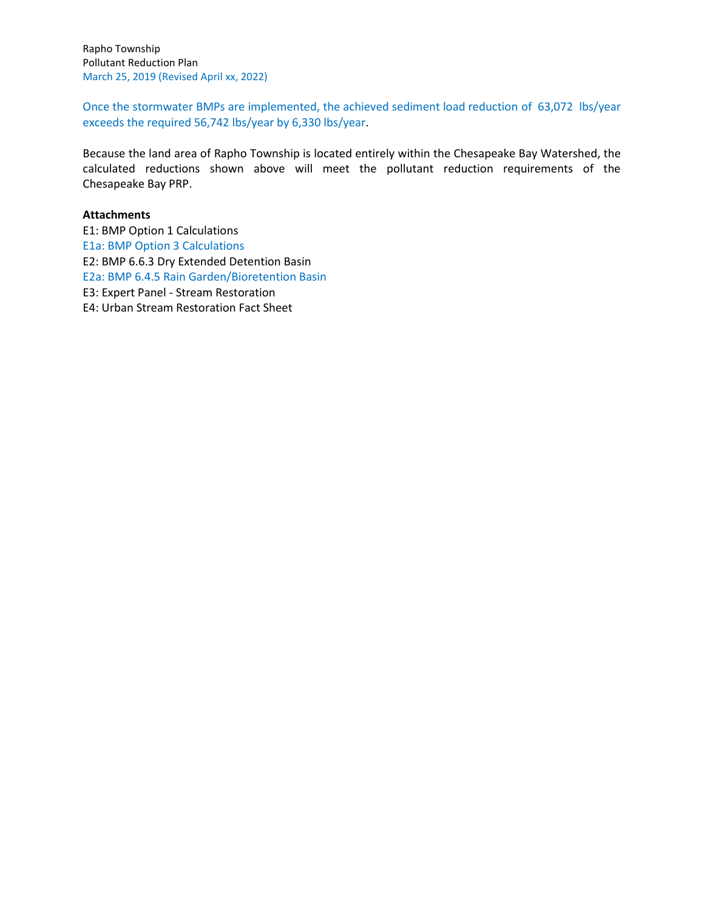Once the stormwater BMPs are implemented, the achieved sediment load reduction of 63,072 lbs/year exceeds the required 56,742 lbs/year by 6,330 lbs/year.

Because the land area of Rapho Township is located entirely within the Chesapeake Bay Watershed, the calculated reductions shown above will meet the pollutant reduction requirements of the Chesapeake Bay PRP.

**Attachments**

E1: BMP Option 1 Calculations
E1a: BMP Option 3 Calculations
E2: BMP 6.6.3 Dry Extended Detention Basin
E2a: BMP 6.4.5 Rain Garden/Bioretention Basin
E3: Expert Panel - Stream Restoration
E4: Urban Stream Restoration Fact Sheet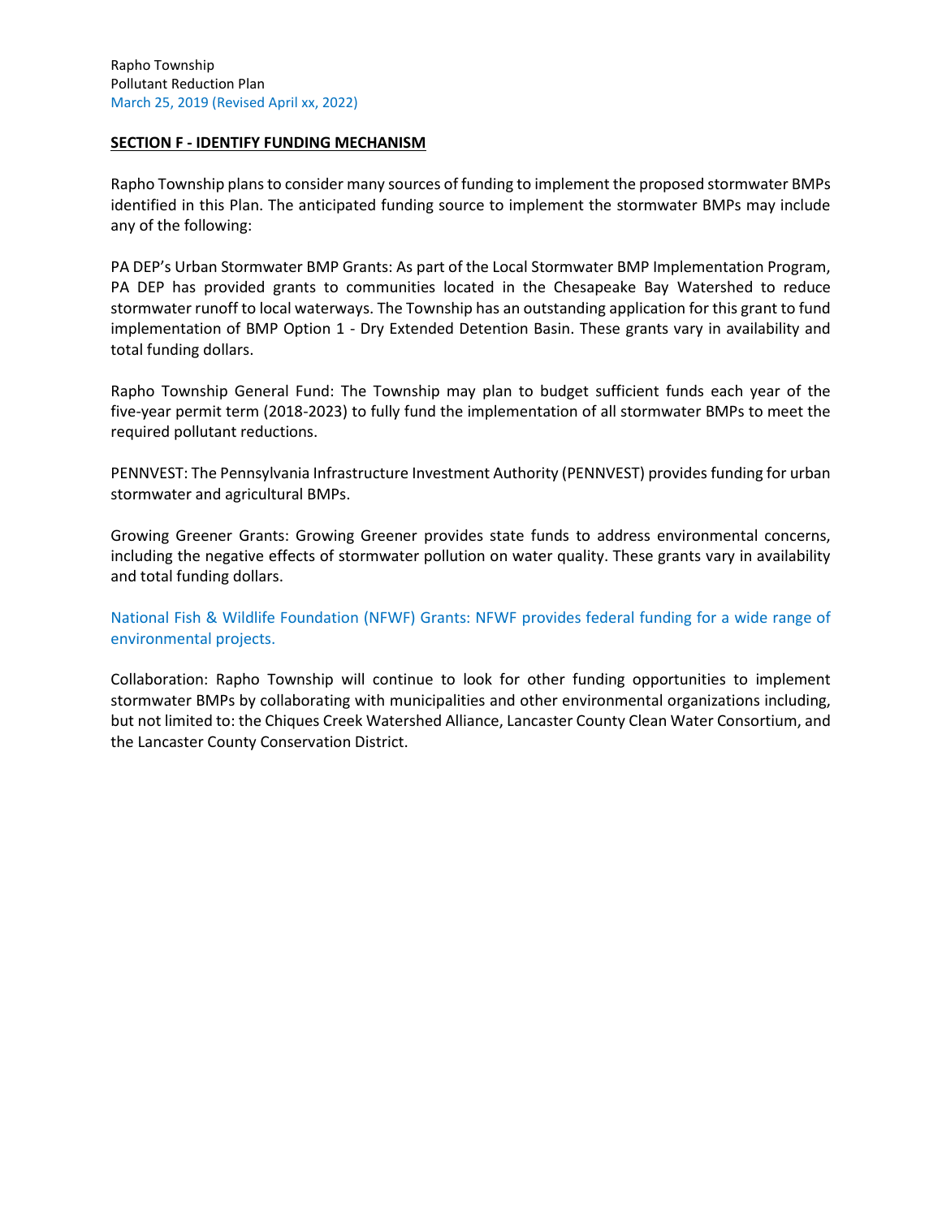## SECTION F - IDENTIFY FUNDING MECHANISM

Rapho Township plans to consider many sources of funding to implement the proposed stormwater BMPs identified in this Plan. The anticipated funding source to implement the stormwater BMPs may include any of the following:

PA DEP's Urban Stormwater BMP Grants: As part of the Local Stormwater BMP Implementation Program, PA DEP has provided grants to communities located in the Chesapeake Bay Watershed to reduce stormwater runoff to local waterways. The Township has an outstanding application for this grant to fund implementation of BMP Option 1 - Dry Extended Detention Basin. These grants vary in availability and total funding dollars.

Rapho Township General Fund: The Township may plan to budget sufficient funds each year of the five-year permit term (2018-2023) to fully fund the implementation of all stormwater BMPs to meet the required pollutant reductions.

PENNVEST: The Pennsylvania Infrastructure Investment Authority (PENNVEST) provides funding for urban stormwater and agricultural BMPs.

Growing Greener Grants: Growing Greener provides state funds to address environmental concerns, including the negative effects of stormwater pollution on water quality. These grants vary in availability and total funding dollars.

National Fish & Wildlife Foundation (NFWF) Grants: NFWF provides federal funding for a wide range of environmental projects.

Collaboration: Rapho Township will continue to look for other funding opportunities to implement stormwater BMPs by collaborating with municipalities and other environmental organizations including, but not limited to: the Chiques Creek Watershed Alliance, Lancaster County Clean Water Consortium, and the Lancaster County Conservation District.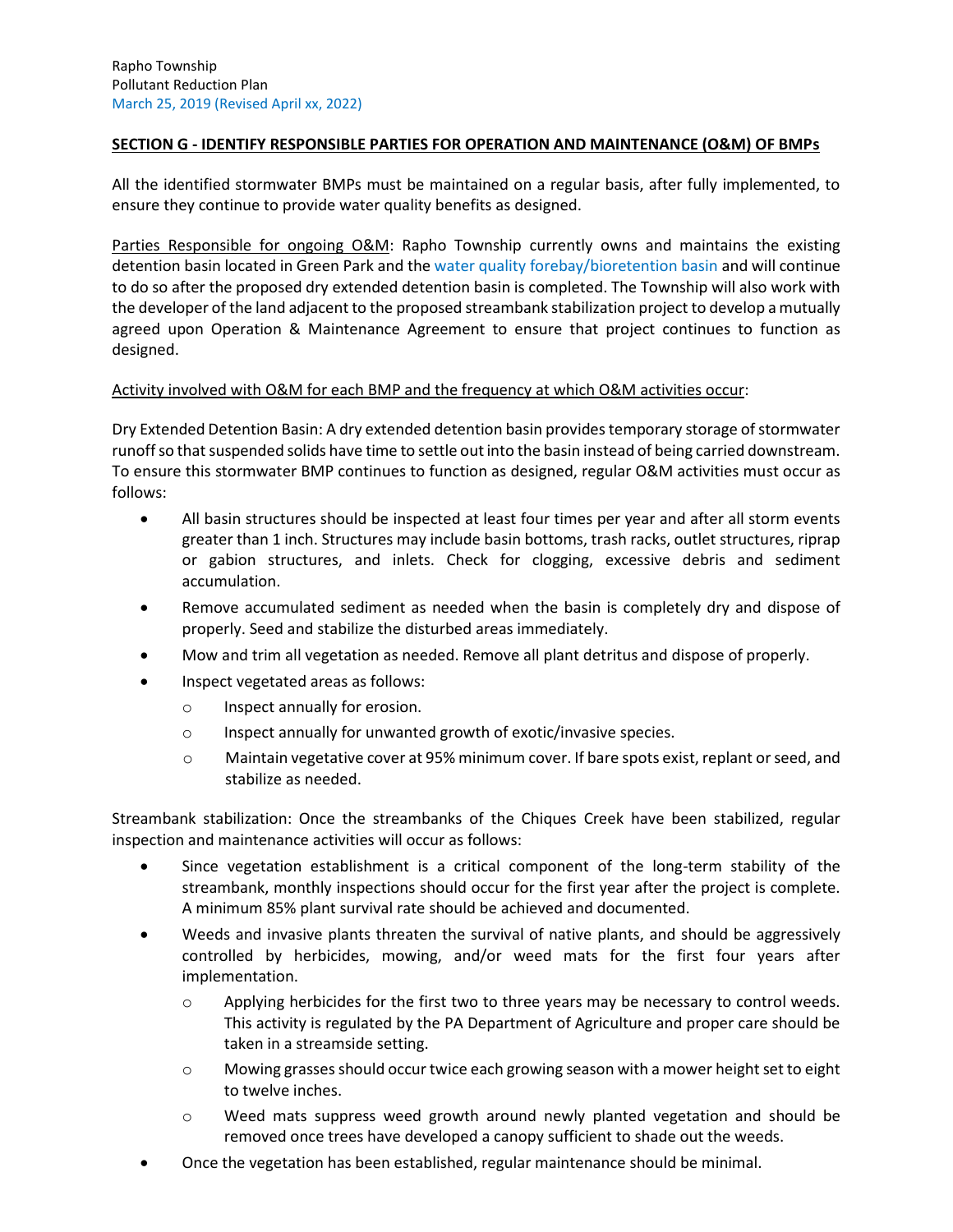## SECTION G - IDENTIFY RESPONSIBLE PARTIES FOR OPERATION AND MAINTENANCE (O&M) OF BMPs

All the identified stormwater BMPs must be maintained on a regular basis, after fully implemented, to ensure they continue to provide water quality benefits as designed.

Parties Responsible for ongoing O&M: Rapho Township currently owns and maintains the existing detention basin located in Green Park and the water quality forebay/bioretention basin and will continue to do so after the proposed dry extended detention basin is completed. The Township will also work with the developer of the land adjacent to the proposed streambank stabilization project to develop a mutually agreed upon Operation & Maintenance Agreement to ensure that project continues to function as designed.

Activity involved with O&M for each BMP and the frequency at which O&M activities occur:

Dry Extended Detention Basin: A dry extended detention basin provides temporary storage of stormwater runoff so that suspended solids have time to settle out into the basin instead of being carried downstream. To ensure this stormwater BMP continues to function as designed, regular O&M activities must occur as follows:

- All basin structures should be inspected at least four times per year and after all storm events greater than 1 inch. Structures may include basin bottoms, trash racks, outlet structures, riprap or gabion structures, and inlets. Check for clogging, excessive debris and sediment accumulation.
- Remove accumulated sediment as needed when the basin is completely dry and dispose of properly. Seed and stabilize the disturbed areas immediately.
- Mow and trim all vegetation as needed. Remove all plant detritus and dispose of properly.
- Inspect vegetated areas as follows:
  - Inspect annually for erosion.
  - Inspect annually for unwanted growth of exotic/invasive species.
  - Maintain vegetative cover at 95% minimum cover. If bare spots exist, replant or seed, and stabilize as needed.

Streambank stabilization: Once the streambanks of the Chiques Creek have been stabilized, regular inspection and maintenance activities will occur as follows:

- Since vegetation establishment is a critical component of the long-term stability of the streambank, monthly inspections should occur for the first year after the project is complete. A minimum 85% plant survival rate should be achieved and documented.
- Weeds and invasive plants threaten the survival of native plants, and should be aggressively controlled by herbicides, mowing, and/or weed mats for the first four years after implementation.
  - Applying herbicides for the first two to three years may be necessary to control weeds. This activity is regulated by the PA Department of Agriculture and proper care should be taken in a streamside setting.
  - Mowing grasses should occur twice each growing season with a mower height set to eight to twelve inches.
  - Weed mats suppress weed growth around newly planted vegetation and should be removed once trees have developed a canopy sufficient to shade out the weeds.
- Once the vegetation has been established, regular maintenance should be minimal.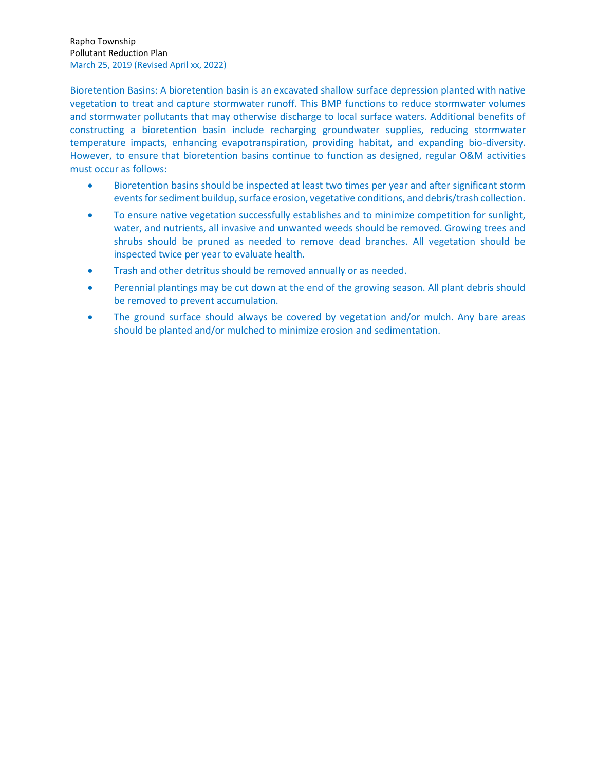Bioretention Basins: A bioretention basin is an excavated shallow surface depression planted with native vegetation to treat and capture stormwater runoff. This BMP functions to reduce stormwater volumes and stormwater pollutants that may otherwise discharge to local surface waters. Additional benefits of constructing a bioretention basin include recharging groundwater supplies, reducing stormwater temperature impacts, enhancing evapotranspiration, providing habitat, and expanding bio-diversity. However, to ensure that bioretention basins continue to function as designed, regular O&M activities must occur as follows:

- Bioretention basins should be inspected at least two times per year and after significant storm events for sediment buildup, surface erosion, vegetative conditions, and debris/trash collection.
- To ensure native vegetation successfully establishes and to minimize competition for sunlight, water, and nutrients, all invasive and unwanted weeds should be removed. Growing trees and shrubs should be pruned as needed to remove dead branches. All vegetation should be inspected twice per year to evaluate health.
- Trash and other detritus should be removed annually or as needed.
- Perennial plantings may be cut down at the end of the growing season. All plant debris should be removed to prevent accumulation.
- The ground surface should always be covered by vegetation and/or mulch. Any bare areas should be planted and/or mulched to minimize erosion and sedimentation.